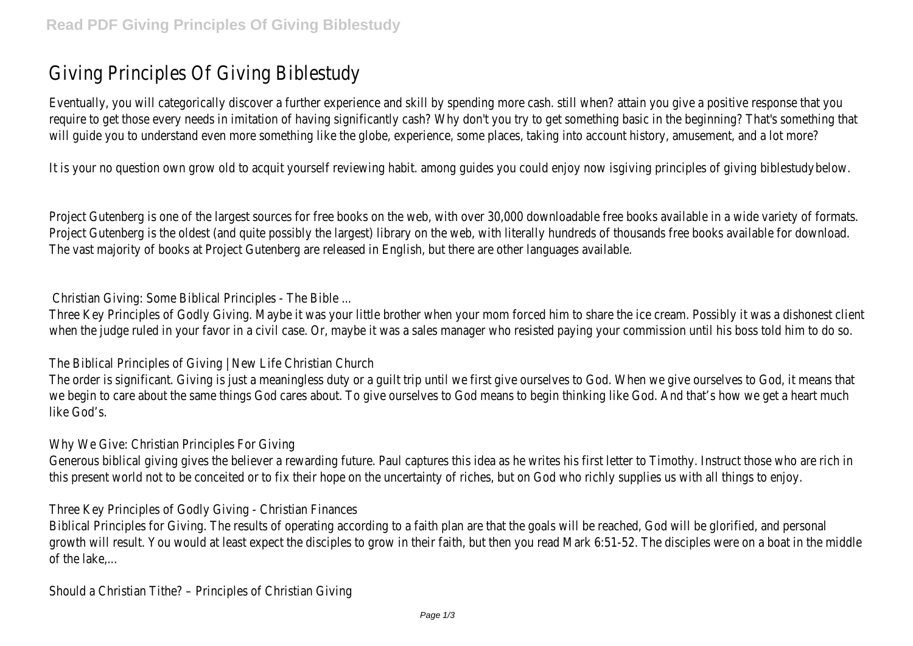# Giving Principles Of Giving Biblestudy

Eventually, you will categorically discover a further experience and skill by spending more cash. still when? attain you give a positive response that you require to get those every needs in imitation of having significantly cash? Why don't you try to get something basic in the beginning? That's something that will guide you to understand even more something like the globe, experience, some places, taking into account history, amusement, and a lot more?

It is your no question own grow old to acquit yourself reviewing habit. among guides you could enjoy now isgiving principles of giving biblestudybelow.

Project Gutenberg is one of the largest sources for free books on the web, with over 30,000 downloadable free books available in a wide variety of formats. Project Gutenberg is the oldest (and quite possibly the largest) library on the web, with literally hundreds of thousands free books available for download. The vast majority of books at Project Gutenberg are released in English, but there are other languages available.

Christian Giving: Some Biblical Principles - The Bible ...

Three Key Principles of Godly Giving. Maybe it was your little brother when your mom forced him to share the ice cream. Possibly it was a dishonest client when the judge ruled in your favor in a civil case. Or, maybe it was a sales manager who resisted paying your commission until his boss told him to do so.

The Biblical Principles of Giving | New Life Christian Church

The order is significant. Giving is just a meaningless duty or a guilt trip until we first give ourselves to God. When we give ourselves to God, it means that we begin to care about the same things God cares about. To give ourselves to God means to begin thinking like God. And that's how we get a heart much like God's.

Why We Give: Christian Principles For Giving

Generous biblical giving gives the believer a rewarding future. Paul captures this idea as he writes his first letter to Timothy. Instruct those who are rich in this present world not to be conceited or to fix their hope on the uncertainty of riches, but on God who richly supplies us with all things to enjoy.

Three Key Principles of Godly Giving - Christian Finances

Biblical Principles for Giving. The results of operating according to a faith plan are that the goals will be reached, God will be glorified, and personal growth will result. You would at least expect the disciples to grow in their faith, but then you read Mark 6:51-52. The disciples were on a boat in the middle of the lake,...

Should a Christian Tithe? – Principles of Christian Giving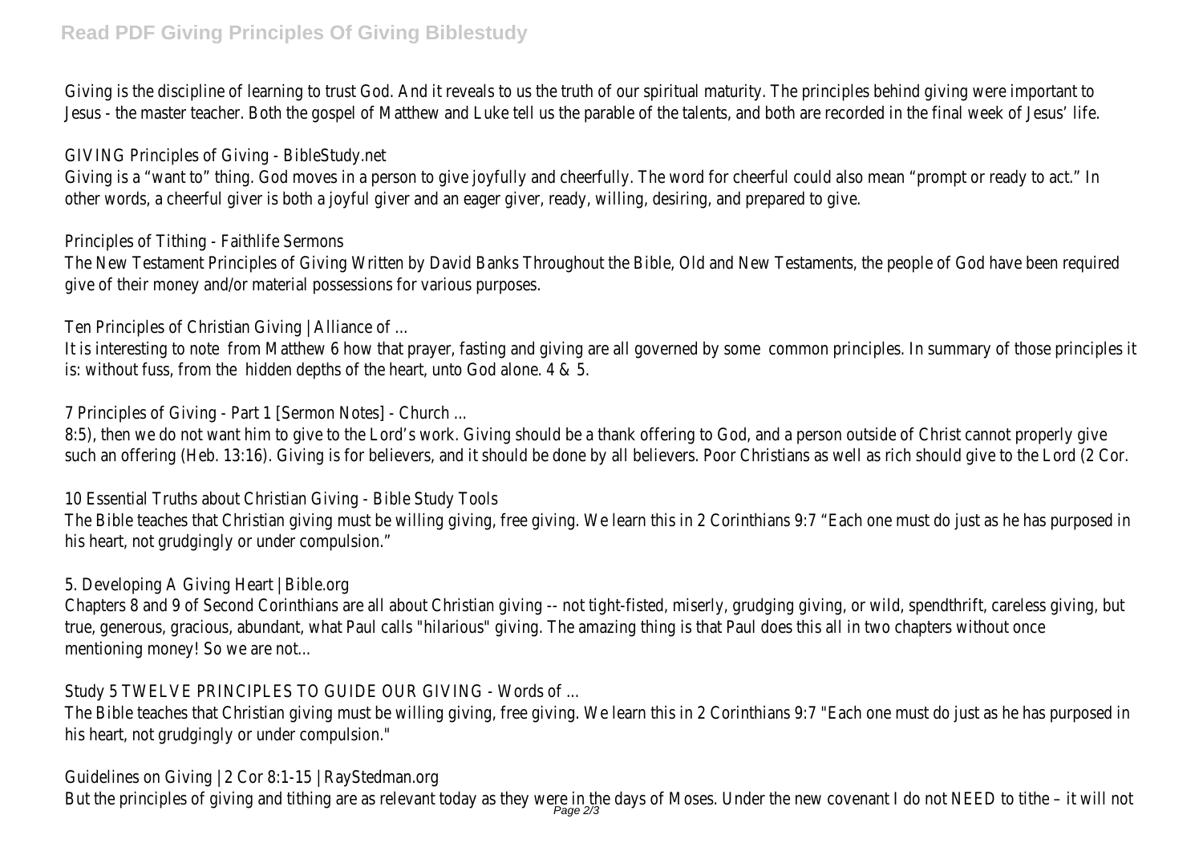Giving is the discipline of learning to trust God. And it reveals to us the truth of our spiritual maturity. The principles behind giving were important to Jesus - the master teacher. Both the gospel of Matthew and Luke tell us the parable of the talents, and both are recorded in the final week of Jesus' life.

GIVING Principles of Giving - BibleStudy.net

Giving is a "want to" thing. God moves in a person to give joyfully and cheerfully. The word for cheerful could also mean "prompt or ready to act." In other words, a cheerful giver is both a joyful giver and an eager giver, ready, willing, desiring, and prepared to give.

Principles of Tithing - Faithlife Sermons

The New Testament Principles of Giving Written by David Banks Throughout the Bible, Old and New Testaments, the people of God have been required give of their money and/or material possessions for various purposes.

Ten Principles of Christian Giving | Alliance of ...

It is interesting to note from Matthew 6 how that prayer, fasting and giving are all governed by some common principles. In summary of those principles it is: without fuss, from the hidden depths of the heart, unto God alone. 4 & 5.

7 Principles of Giving - Part 1 [Sermon Notes] - Church ...

8:5), then we do not want him to give to the Lord's work. Giving should be a thank offering to God, and a person outside of Christ cannot properly give such an offering (Heb. 13:16). Giving is for believers, and it should be done by all believers. Poor Christians as well as rich should give to the Lord (2 Cor.

10 Essential Truths about Christian Giving - Bible Study Tools

The Bible teaches that Christian giving must be willing giving, free giving. We learn this in 2 Corinthians 9:7 "Each one must do just as he has purposed in his heart, not grudgingly or under compulsion."

5. Developing A Giving Heart | Bible.org

Chapters 8 and 9 of Second Corinthians are all about Christian giving -- not tight-fisted, miserly, grudging giving, or wild, spendthrift, careless giving, but true, generous, gracious, abundant, what Paul calls "hilarious" giving. The amazing thing is that Paul does this all in two chapters without once mentioning money! So we are not...

Study 5 TWELVE PRINCIPLES TO GUIDE OUR GIVING - Words of ...

The Bible teaches that Christian giving must be willing giving, free giving. We learn this in 2 Corinthians 9:7 "Each one must do just as he has purposed in his heart, not grudgingly or under compulsion."

Guidelines on Giving | 2 Cor 8:1-15 | RayStedman.org

But the principles of giving and tithing are as relevant today as they were in the days of Moses. Under the new covenant I do not NEED to tithe – it will not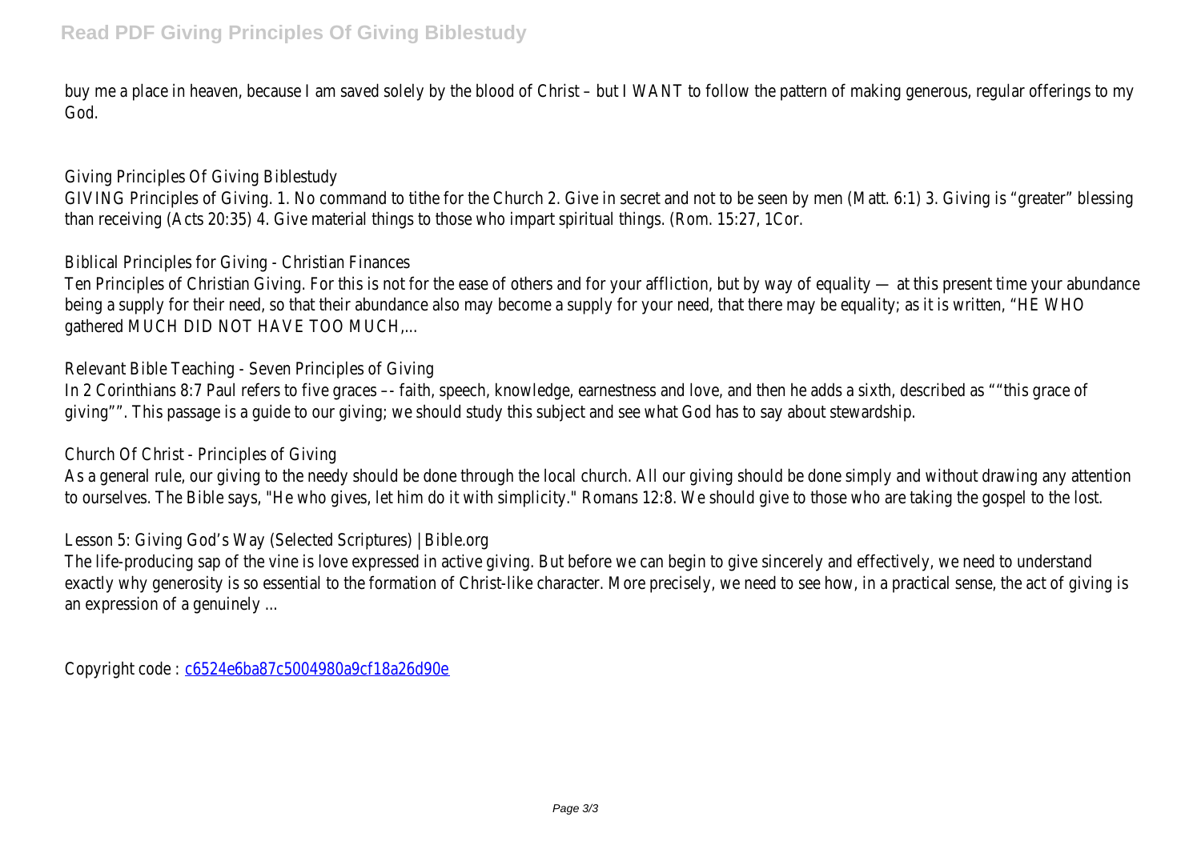buy me a place in heaven, because I am saved solely by the blood of Christ – but I WANT to follow the pattern of making generous, regular offerings to my God.

Giving Principles Of Giving Biblestudy

GIVING Principles of Giving. 1. No command to tithe for the Church 2. Give in secret and not to be seen by men (Matt. 6:1) 3. Giving is "greater" blessing than receiving (Acts 20:35) 4. Give material things to those who impart spiritual things. (Rom. 15:27, 1Cor.

Biblical Principles for Giving - Christian Finances

Ten Principles of Christian Giving. For this is not for the ease of others and for your affliction, but by way of equality — at this present time your abundance being a supply for their need, so that their abundance also may become a supply for your need, that there may be equality; as it is written, "HE WHO gathered MUCH DID NOT HAVE TOO MUCH,...

Relevant Bible Teaching - Seven Principles of Giving

In 2 Corinthians 8:7 Paul refers to five graces –- faith, speech, knowledge, earnestness and love, and then he adds a sixth, described as ""this grace of giving"". This passage is a guide to our giving; we should study this subject and see what God has to say about stewardship.

Church Of Christ - Principles of Giving

As a general rule, our giving to the needy should be done through the local church. All our giving should be done simply and without drawing any attention to ourselves. The Bible says, "He who gives, let him do it with simplicity." Romans 12:8. We should give to those who are taking the gospel to the lost.

Lesson 5: Giving God's Way (Selected Scriptures) | Bible.org

The life-producing sap of the vine is love expressed in active giving. But before we can begin to give sincerely and effectively, we need to understand exactly why generosity is so essential to the formation of Christ-like character. More precisely, we need to see how, in a practical sense, the act of giving is an expression of a genuinely ...

Copyright code : c6524e6ba87c5004980a9cf18a26d90e